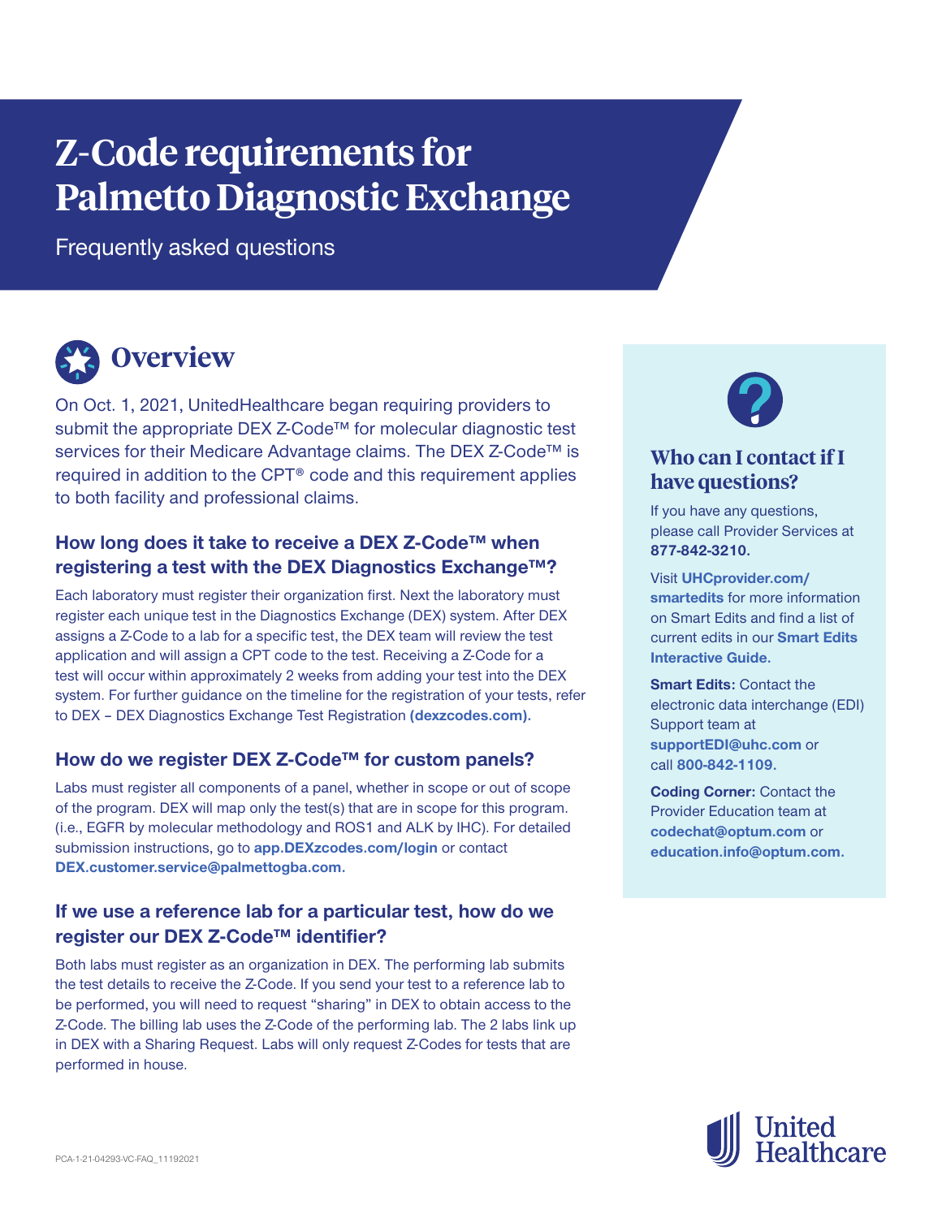# Z-Code requirements for Palmetto Diagnostic Exchange

Frequently asked questions

## Overview

On Oct. 1, 2021, UnitedHealthcare began requiring providers to submit the appropriate DEX Z-Code™ for molecular diagnostic test services for their Medicare Advantage claims. The DEX Z-Code™ is required in addition to the CPT® code and this requirement applies to both facility and professional claims.

### How long does it take to receive a DEX Z-Code™ when registering a test with the DEX Diagnostics Exchange™?

Each laboratory must register their organization first. Next the laboratory must register each unique test in the Diagnostics Exchange (DEX) system. After DEX assigns a Z-Code to a lab for a specific test, the DEX team will review the test application and will assign a CPT code to the test. Receiving a Z-Code for a test will occur within approximately 2 weeks from adding your test into the DEX system. For further guidance on the timeline for the registration of your tests, refer to DEX – DEX Diagnostics Exchange Test Registration **(dexzcodes.com).**

### How do we register DEX Z-Code™ for custom panels?

Labs must register all components of a panel, whether in scope or out of scope of the program. DEX will map only the test(s) that are in scope for this program. (i.e., EGFR by molecular methodology and ROS1 and ALK by IHC). For detailed submission instructions, go to **app.DEXzcodes.com/login** or contact **DEX.customer.service@palmettogba.com.**

### If we use a reference lab for a particular test, how do we register our DEX Z-Code™ identifier?

Both labs must register as an organization in DEX. The performing lab submits the test details to receive the Z-Code. If you send your test to a reference lab to be performed, you will need to request "sharing" in DEX to obtain access to the Z-Code. The billing lab uses the Z-Code of the performing lab. The 2 labs link up in DEX with a Sharing Request. Labs will only request Z-Codes for tests that are performed in house.

## Who can I contact if I have questions?

If you have any questions, please call Provider Services at **877-842-3210.**

Visit **UHCprovider.com/smartedits** for more information on Smart Edits and find a list of current edits in our **Smart Edits Interactive Guide.**

**Smart Edits:** Contact the electronic data interchange (EDI) Support team at **supportEDI@uhc.com** or call **800-842-1109.**

**Coding Corner:** Contact the Provider Education team at **codechat@optum.com** or **education.info@optum.com.**

PCA-1-21-04293-VC-FAQ_11192021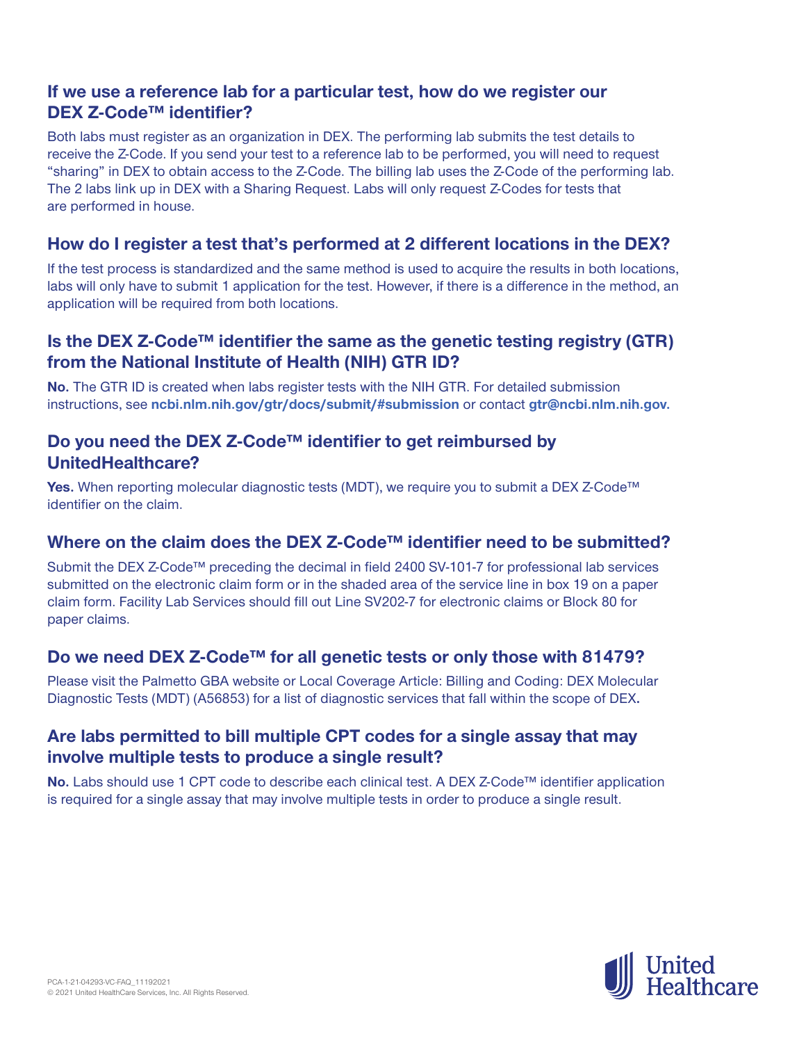## If we use a reference lab for a particular test, how do we register our DEX Z-Code™ identifier?

Both labs must register as an organization in DEX. The performing lab submits the test details to receive the Z-Code. If you send your test to a reference lab to be performed, you will need to request "sharing" in DEX to obtain access to the Z-Code. The billing lab uses the Z-Code of the performing lab. The 2 labs link up in DEX with a Sharing Request. Labs will only request Z-Codes for tests that are performed in house.

## How do I register a test that's performed at 2 different locations in the DEX?

If the test process is standardized and the same method is used to acquire the results in both locations, labs will only have to submit 1 application for the test. However, if there is a difference in the method, an application will be required from both locations.

## Is the DEX Z-Code™ identifier the same as the genetic testing registry (GTR) from the National Institute of Health (NIH) GTR ID?

**No.** The GTR ID is created when labs register tests with the NIH GTR. For detailed submission instructions, see **ncbi.nlm.nih.gov/gtr/docs/submit/#submission** or contact **gtr@ncbi.nlm.nih.gov.**

## Do you need the DEX Z-Code™ identifier to get reimbursed by UnitedHealthcare?

**Yes.** When reporting molecular diagnostic tests (MDT), we require you to submit a DEX Z-Code™ identifier on the claim.

## Where on the claim does the DEX Z-Code™ identifier need to be submitted?

Submit the DEX Z-Code™ preceding the decimal in field 2400 SV-101-7 for professional lab services submitted on the electronic claim form or in the shaded area of the service line in box 19 on a paper claim form. Facility Lab Services should fill out Line SV202-7 for electronic claims or Block 80 for paper claims.

## Do we need DEX Z-Code™ for all genetic tests or only those with 81479?

Please visit the Palmetto GBA website or Local Coverage Article: Billing and Coding: DEX Molecular Diagnostic Tests (MDT) (A56853) for a list of diagnostic services that fall within the scope of DEX.

## Are labs permitted to bill multiple CPT codes for a single assay that may involve multiple tests to produce a single result?

**No.** Labs should use 1 CPT code to describe each clinical test. A DEX Z-Code™ identifier application is required for a single assay that may involve multiple tests in order to produce a single result.

PCA-1-21-04293-VC-FAQ_11192021
© 2021 United HealthCare Services, Inc. All Rights Reserved.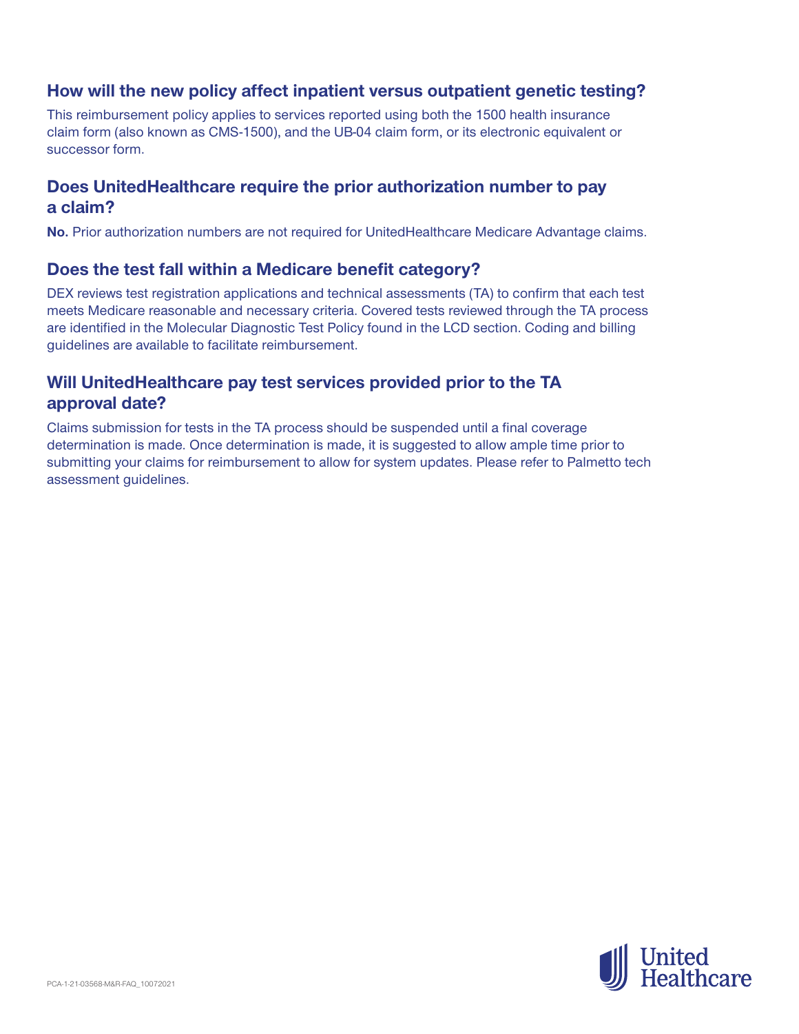## How will the new policy affect inpatient versus outpatient genetic testing?

This reimbursement policy applies to services reported using both the 1500 health insurance claim form (also known as CMS-1500), and the UB-04 claim form, or its electronic equivalent or successor form.

## Does UnitedHealthcare require the prior authorization number to pay a claim?

**No.** Prior authorization numbers are not required for UnitedHealthcare Medicare Advantage claims.

## Does the test fall within a Medicare benefit category?

DEX reviews test registration applications and technical assessments (TA) to confirm that each test meets Medicare reasonable and necessary criteria. Covered tests reviewed through the TA process are identified in the Molecular Diagnostic Test Policy found in the LCD section. Coding and billing guidelines are available to facilitate reimbursement.

## Will UnitedHealthcare pay test services provided prior to the TA approval date?

Claims submission for tests in the TA process should be suspended until a final coverage determination is made. Once determination is made, it is suggested to allow ample time prior to submitting your claims for reimbursement to allow for system updates. Please refer to Palmetto tech assessment guidelines.

PCA-1-21-03568-M&R-FAQ_10072021